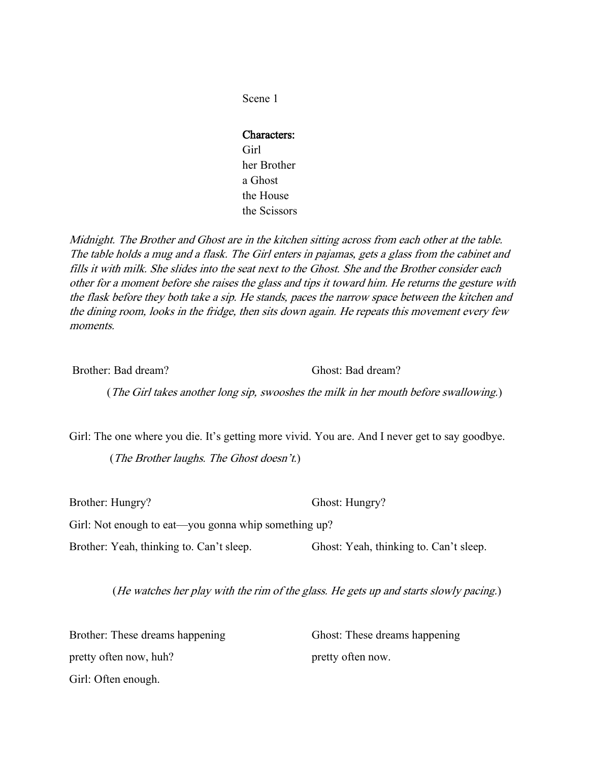Scene 1

**Characters:**
Girl
her Brother
a Ghost
the House
the Scissors

*Midnight. The Brother and Ghost are in the kitchen sitting across from each other at the table. The table holds a mug and a flask. The Girl enters in pajamas, gets a glass from the cabinet and fills it with milk. She slides into the seat next to the Ghost. She and the Brother consider each other for a moment before she raises the glass and tips it toward him. He returns the gesture with the flask before they both take a sip. He stands, paces the narrow space between the kitchen and the dining room, looks in the fridge, then sits down again. He repeats this movement every few moments.*

| | |
|---|---|
| Brother: Bad dream? | Ghost: Bad dream? |

(*The Girl takes another long sip, swooshes the milk in her mouth before swallowing.*)

Girl: The one where you die. It's getting more vivid. You are. And I never get to say goodbye.

(*The Brother laughs. The Ghost doesn't.*)

| | |
|---|---|
| Brother: Hungry? | Ghost: Hungry? |

Girl: Not enough to eat—you gonna whip something up?

| | |
|---|---|
| Brother: Yeah, thinking to. Can't sleep. | Ghost: Yeah, thinking to. Can't sleep. |

(*He watches her play with the rim of the glass. He gets up and starts slowly pacing.*)

| | |
|---|---|
| Brother: These dreams happening pretty often now, huh? | Ghost: These dreams happening pretty often now. |

Girl: Often enough.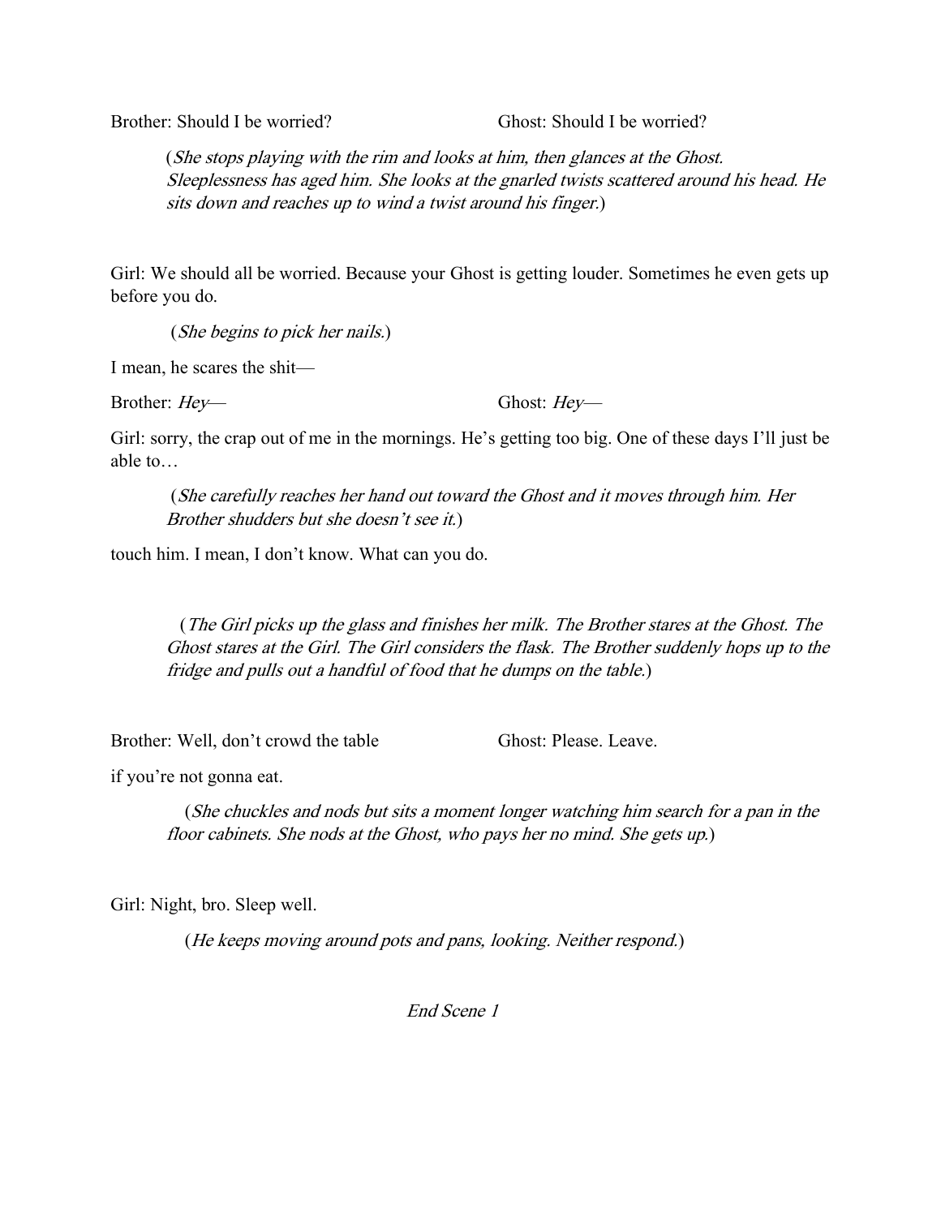Brother: Should I be worried? Ghost: Should I be worried?

(*She stops playing with the rim and looks at him, then glances at the Ghost. Sleeplessness has aged him. She looks at the gnarled twists scattered around his head. He sits down and reaches up to wind a twist around his finger.*)

Girl: We should all be worried. Because your Ghost is getting louder. Sometimes he even gets up before you do.

(*She begins to pick her nails.*)

I mean, he scares the shit—

Brother: *Hey*— Ghost: *Hey*—

Girl: sorry, the crap out of me in the mornings. He's getting too big. One of these days I'll just be able to…

(*She carefully reaches her hand out toward the Ghost and it moves through him. Her Brother shudders but she doesn't see it.*)

touch him. I mean, I don't know. What can you do.

(*The Girl picks up the glass and finishes her milk. The Brother stares at the Ghost. The Ghost stares at the Girl. The Girl considers the flask. The Brother suddenly hops up to the fridge and pulls out a handful of food that he dumps on the table.*)

Brother: Well, don't crowd the table if you're not gonna eat. Ghost: Please. Leave.

(*She chuckles and nods but sits a moment longer watching him search for a pan in the floor cabinets. She nods at the Ghost, who pays her no mind. She gets up.*)

Girl: Night, bro. Sleep well.

(*He keeps moving around pots and pans, looking. Neither respond.*)

*End Scene 1*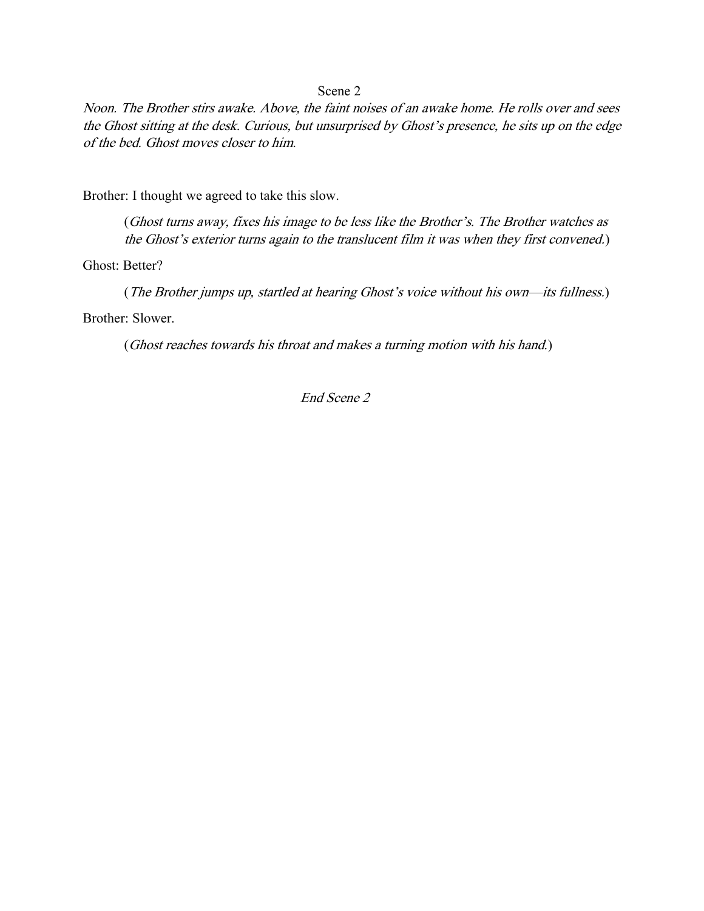Scene 2

*Noon. The Brother stirs awake. Above, the faint noises of an awake home. He rolls over and sees the Ghost sitting at the desk. Curious, but unsurprised by Ghost's presence, he sits up on the edge of the bed. Ghost moves closer to him.*

Brother: I thought we agreed to take this slow.

(*Ghost turns away, fixes his image to be less like the Brother's. The Brother watches as the Ghost's exterior turns again to the translucent film it was when they first convened.*)

Ghost: Better?

(*The Brother jumps up, startled at hearing Ghost's voice without his own—its fullness.*)

Brother: Slower.

(*Ghost reaches towards his throat and makes a turning motion with his hand.*)

*End Scene 2*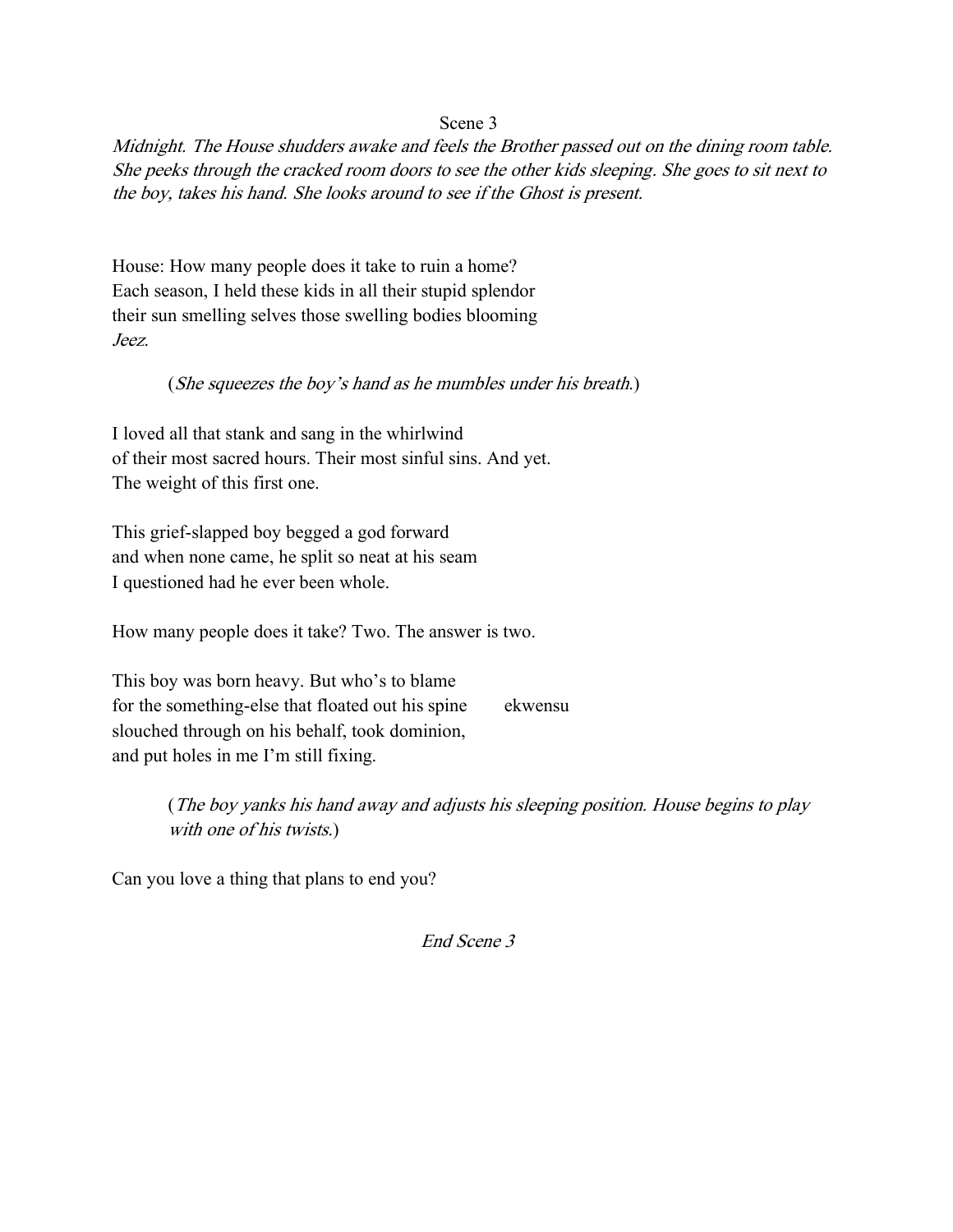Scene 3

*Midnight. The House shudders awake and feels the Brother passed out on the dining room table. She peeks through the cracked room doors to see the other kids sleeping. She goes to sit next to the boy, takes his hand. She looks around to see if the Ghost is present.*

House: How many people does it take to ruin a home?
Each season, I held these kids in all their stupid splendor
their sun smelling selves those swelling bodies blooming
*Jeez.*

> (*She squeezes the boy's hand as he mumbles under his breath.*)

I loved all that stank and sang in the whirlwind
of their most sacred hours. Their most sinful sins. And yet.
The weight of this first one.

This grief-slapped boy begged a god forward
and when none came, he split so neat at his seam
I questioned had he ever been whole.

How many people does it take? Two. The answer is two.

This boy was born heavy. But who's to blame
for the something-else that floated out his spine        ekwensu
slouched through on his behalf, took dominion,
and put holes in me I'm still fixing.

> (*The boy yanks his hand away and adjusts his sleeping position. House begins to play with one of his twists.*)

Can you love a thing that plans to end you?

*End Scene 3*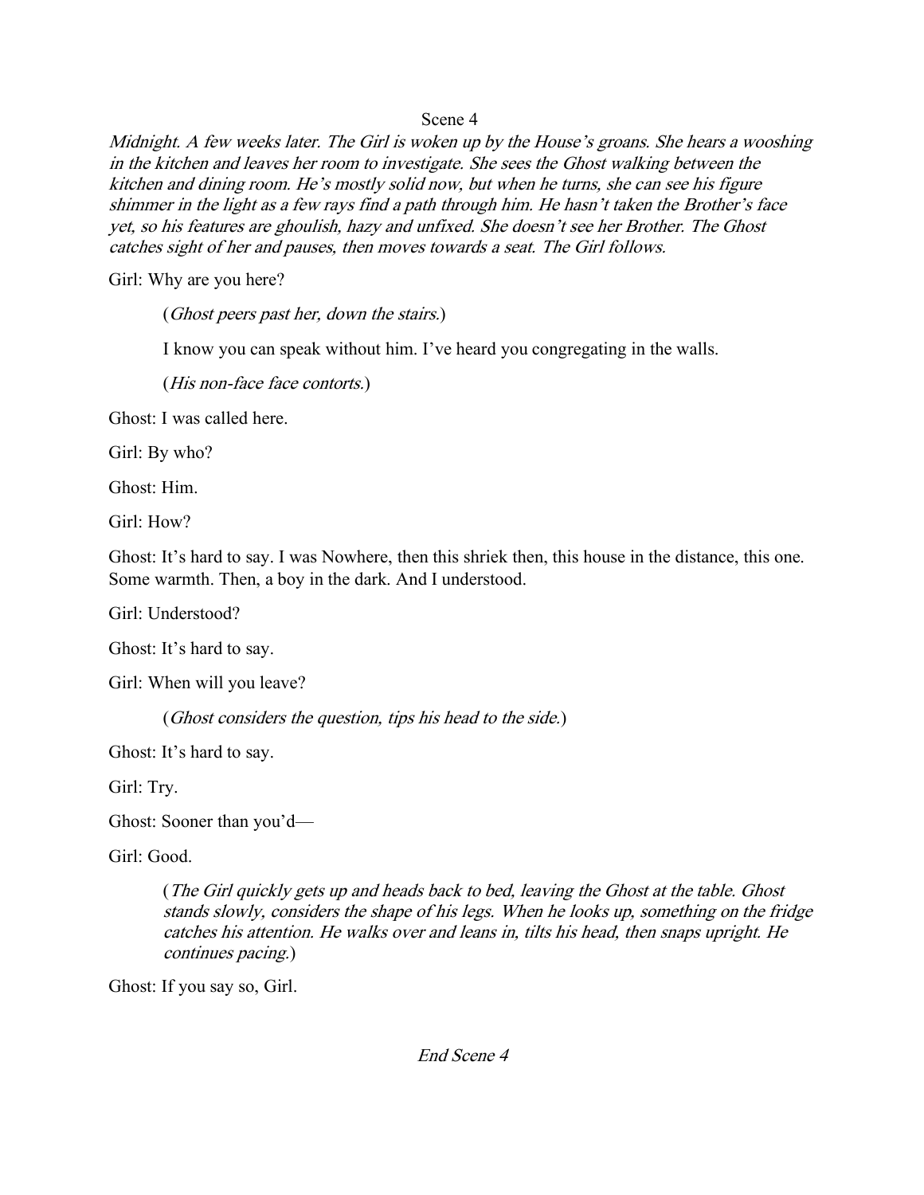Scene 4

*Midnight. A few weeks later. The Girl is woken up by the House's groans. She hears a wooshing in the kitchen and leaves her room to investigate. She sees the Ghost walking between the kitchen and dining room. He's mostly solid now, but when he turns, she can see his figure shimmer in the light as a few rays find a path through him. He hasn't taken the Brother's face yet, so his features are ghoulish, hazy and unfixed. She doesn't see her Brother. The Ghost catches sight of her and pauses, then moves towards a seat. The Girl follows.*

Girl: Why are you here?

> (*Ghost peers past her, down the stairs.*)
>
> I know you can speak without him. I've heard you congregating in the walls.
>
> (*His non-face face contorts.*)

Ghost: I was called here.

Girl: By who?

Ghost: Him.

Girl: How?

Ghost: It's hard to say. I was Nowhere, then this shriek then, this house in the distance, this one. Some warmth. Then, a boy in the dark. And I understood.

Girl: Understood?

Ghost: It's hard to say.

Girl: When will you leave?

> (*Ghost considers the question, tips his head to the side.*)

Ghost: It's hard to say.

Girl: Try.

Ghost: Sooner than you'd—

Girl: Good.

> (*The Girl quickly gets up and heads back to bed, leaving the Ghost at the table. Ghost stands slowly, considers the shape of his legs. When he looks up, something on the fridge catches his attention. He walks over and leans in, tilts his head, then snaps upright. He continues pacing.*)

Ghost: If you say so, Girl.

*End Scene 4*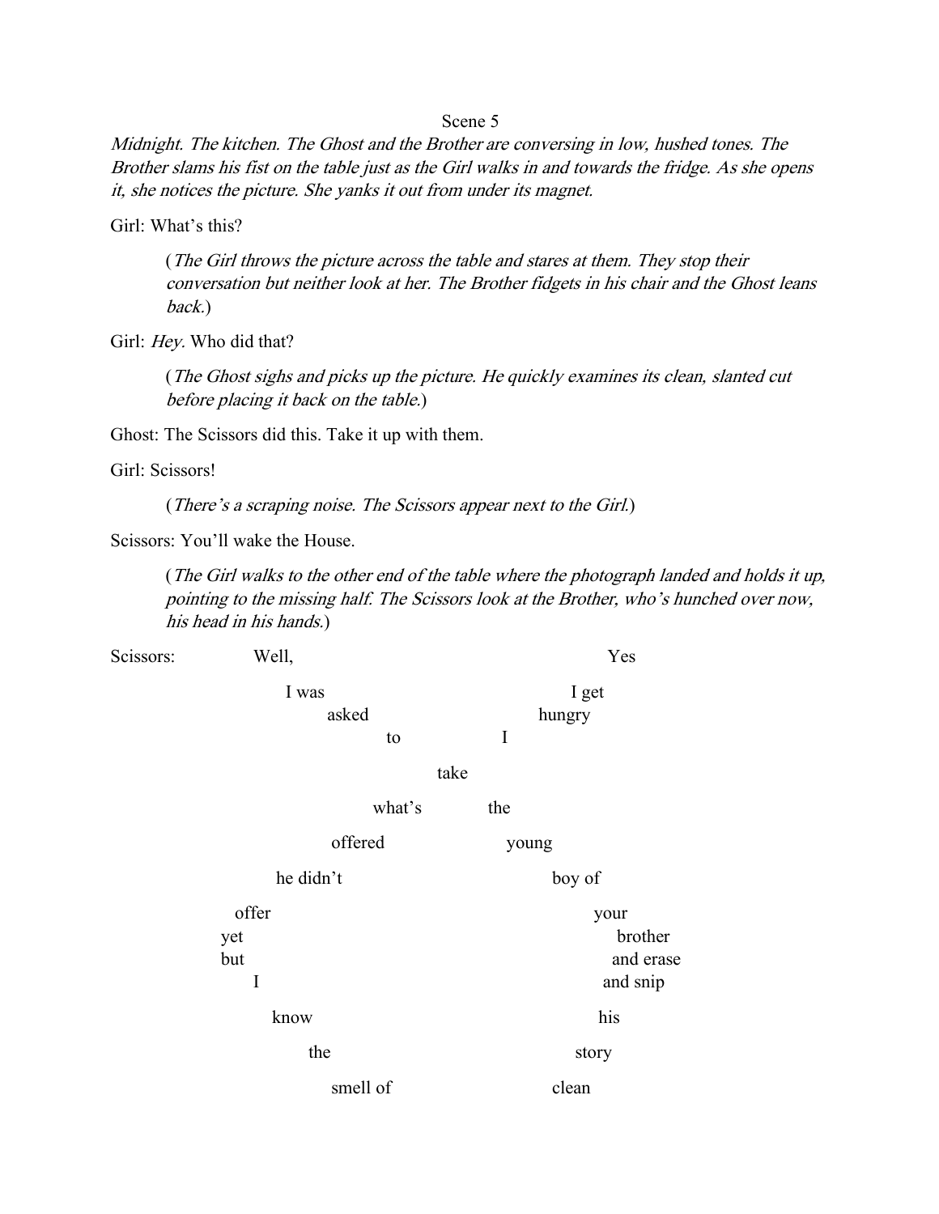Scene 5

*Midnight. The kitchen. The Ghost and the Brother are conversing in low, hushed tones. The Brother slams his fist on the table just as the Girl walks in and towards the fridge. As she opens it, she notices the picture. She yanks it out from under its magnet.*

Girl: What's this?

> (*The Girl throws the picture across the table and stares at them. They stop their conversation but neither look at her. The Brother fidgets in his chair and the Ghost leans back.*)

Girl: *Hey.* Who did that?

> (*The Ghost sighs and picks up the picture. He quickly examines its clean, slanted cut before placing it back on the table.*)

Ghost: The Scissors did this. Take it up with them.

Girl: Scissors!

> (*There's a scraping noise. The Scissors appear next to the Girl.*)

Scissors: You'll wake the House.

> (*The Girl walks to the other end of the table where the photograph landed and holds it up, pointing to the missing half. The Scissors look at the Brother, who's hunched over now, his head in his hands.*)

Scissors: Well, &nbsp;&nbsp;&nbsp;&nbsp;&nbsp;&nbsp;&nbsp;&nbsp; Yes

I was &nbsp;&nbsp;&nbsp;&nbsp;&nbsp;&nbsp;&nbsp;&nbsp; I get

asked &nbsp;&nbsp;&nbsp;&nbsp;&nbsp;&nbsp;&nbsp;&nbsp; hungry

to &nbsp;&nbsp;&nbsp;&nbsp;&nbsp;&nbsp;&nbsp;&nbsp; I

take

what's &nbsp;&nbsp;&nbsp;&nbsp;&nbsp;&nbsp;&nbsp;&nbsp; the

offered &nbsp;&nbsp;&nbsp;&nbsp;&nbsp;&nbsp;&nbsp;&nbsp; young

he didn't &nbsp;&nbsp;&nbsp;&nbsp;&nbsp;&nbsp;&nbsp;&nbsp; boy of

offer &nbsp;&nbsp;&nbsp;&nbsp;&nbsp;&nbsp;&nbsp;&nbsp; your

yet &nbsp;&nbsp;&nbsp;&nbsp;&nbsp;&nbsp;&nbsp;&nbsp; brother

but &nbsp;&nbsp;&nbsp;&nbsp;&nbsp;&nbsp;&nbsp;&nbsp; and erase

I &nbsp;&nbsp;&nbsp;&nbsp;&nbsp;&nbsp;&nbsp;&nbsp; and snip

know &nbsp;&nbsp;&nbsp;&nbsp;&nbsp;&nbsp;&nbsp;&nbsp; his

the &nbsp;&nbsp;&nbsp;&nbsp;&nbsp;&nbsp;&nbsp;&nbsp; story

smell of &nbsp;&nbsp;&nbsp;&nbsp;&nbsp;&nbsp;&nbsp;&nbsp; clean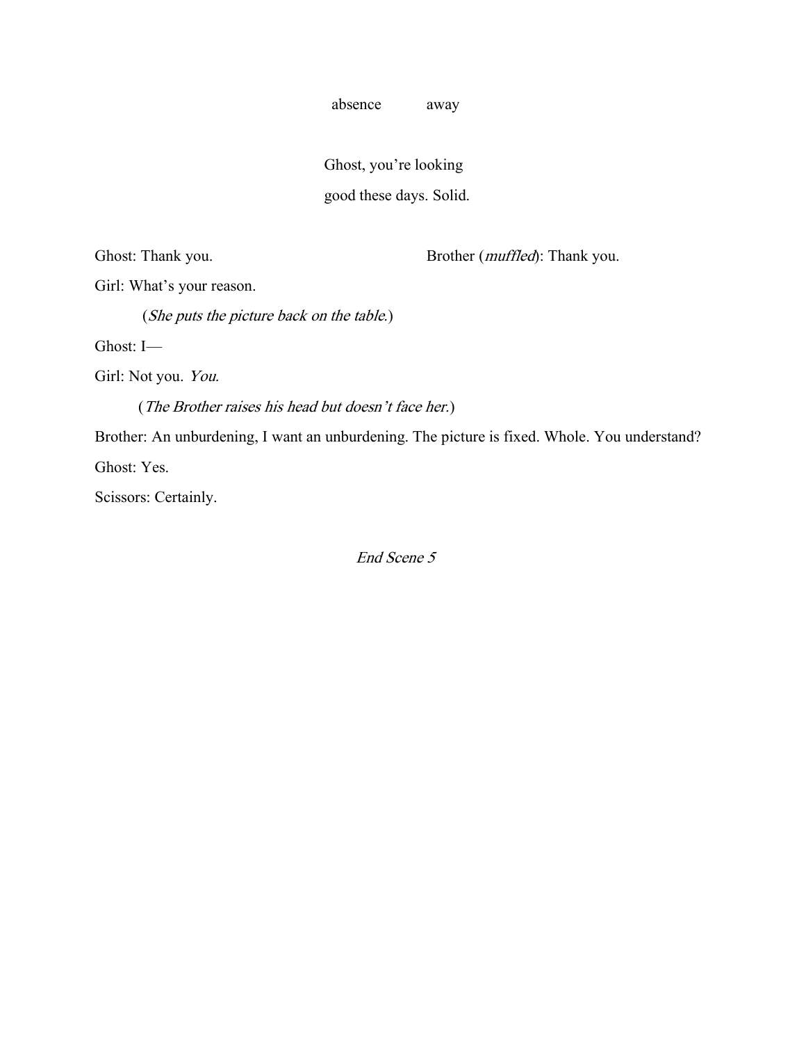absence          away

Ghost, you're looking
good these days. Solid.

Ghost: Thank you.          Brother (*muffled*): Thank you.

Girl: What's your reason.

(*She puts the picture back on the table.*)

Ghost: I—

Girl: Not you. *You.*

(*The Brother raises his head but doesn't face her.*)

Brother: An unburdening, I want an unburdening. The picture is fixed. Whole. You understand?

Ghost: Yes.

Scissors: Certainly.

*End Scene 5*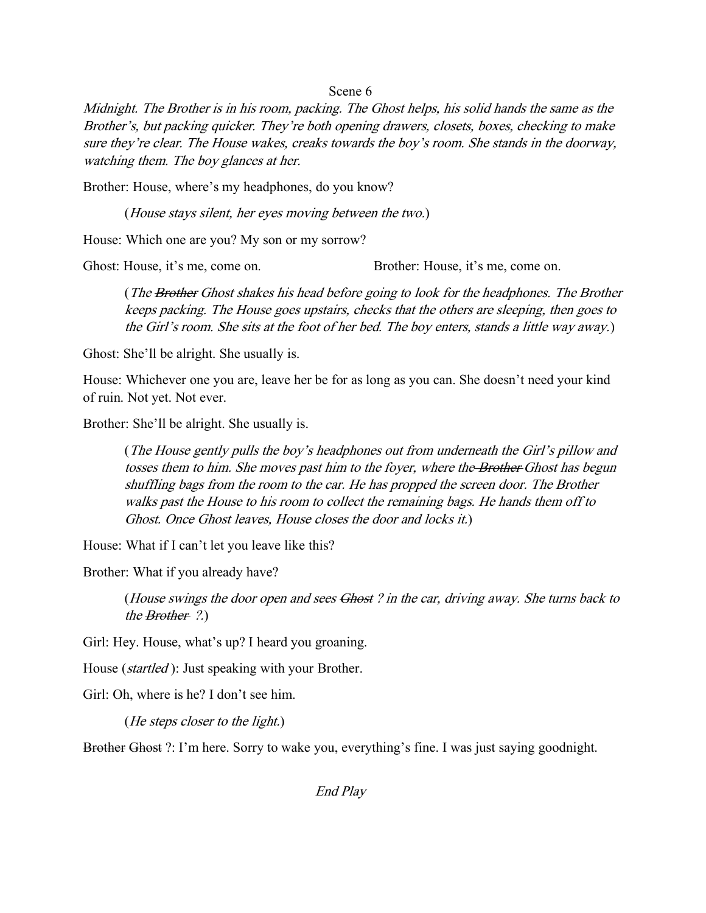Scene 6

*Midnight. The Brother is in his room, packing. The Ghost helps, his solid hands the same as the Brother's, but packing quicker. They're both opening drawers, closets, boxes, checking to make sure they're clear. The House wakes, creaks towards the boy's room. She stands in the doorway, watching them. The boy glances at her.*

Brother: House, where's my headphones, do you know?

> (*House stays silent, her eyes moving between the two.*)

House: Which one are you? My son or my sorrow?

Ghost: House, it's me, come on. Brother: House, it's me, come on.

> (*The ~~Brother~~ Ghost shakes his head before going to look for the headphones. The Brother keeps packing. The House goes upstairs, checks that the others are sleeping, then goes to the Girl's room. She sits at the foot of her bed. The boy enters, stands a little way away.*)

Ghost: She'll be alright. She usually is.

House: Whichever one you are, leave her be for as long as you can. She doesn't need your kind of ruin. Not yet. Not ever.

Brother: She'll be alright. She usually is.

> (*The House gently pulls the boy's headphones out from underneath the Girl's pillow and tosses them to him. She moves past him to the foyer, where the ~~Brother~~ Ghost has begun shuffling bags from the room to the car. He has propped the screen door. The Brother walks past the House to his room to collect the remaining bags. He hands them off to Ghost. Once Ghost leaves, House closes the door and locks it.*)

House: What if I can't let you leave like this?

Brother: What if you already have?

> (*House swings the door open and sees ~~Ghost~~ ? in the car, driving away. She turns back to the ~~Brother~~ ?.*)

Girl: Hey. House, what's up? I heard you groaning.

House (*startled*): Just speaking with your Brother.

Girl: Oh, where is he? I don't see him.

> (*He steps closer to the light.*)

~~Brother~~ ~~Ghost~~ ?: I'm here. Sorry to wake you, everything's fine. I was just saying goodnight.

*End Play*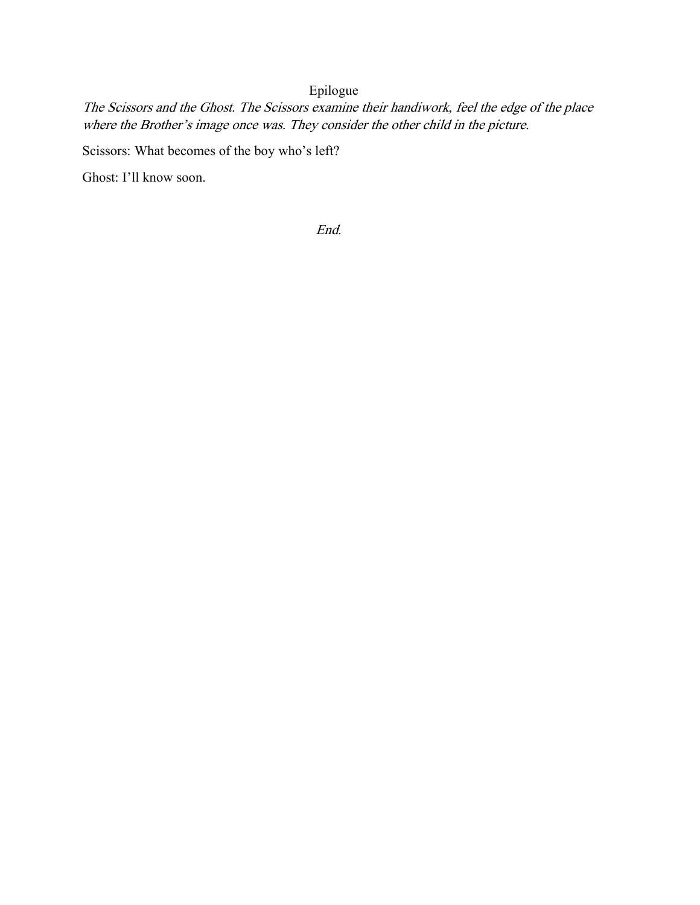## Epilogue

*The Scissors and the Ghost. The Scissors examine their handiwork, feel the edge of the place where the Brother's image once was. They consider the other child in the picture.*

Scissors: What becomes of the boy who's left?

Ghost: I'll know soon.

*End.*